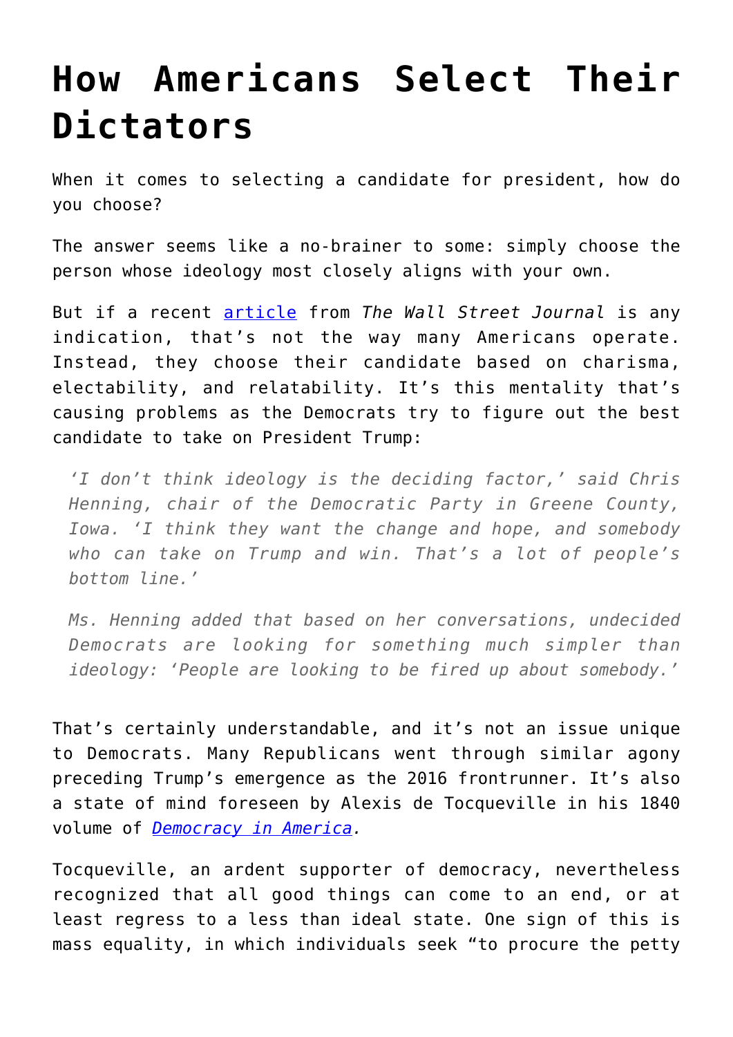# How Americans Select Their Dictators

When it comes to selecting a candidate for president, how do you choose?

The answer seems like a no-brainer to some: simply choose the person whose ideology most closely aligns with your own.

But if a recent [article](#) from *The Wall Street Journal* is any indication, that's not the way many Americans operate. Instead, they choose their candidate based on charisma, electability, and relatability. It's this mentality that's causing problems as the Democrats try to figure out the best candidate to take on President Trump:

> *'I don't think ideology is the deciding factor,' said Chris Henning, chair of the Democratic Party in Greene County, Iowa. 'I think they want the change and hope, and somebody who can take on Trump and win. That's a lot of people's bottom line.'*
>
> *Ms. Henning added that based on her conversations, undecided Democrats are looking for something much simpler than ideology: 'People are looking to be fired up about somebody.'*

That's certainly understandable, and it's not an issue unique to Democrats. Many Republicans went through similar agony preceding Trump's emergence as the 2016 frontrunner. It's also a state of mind foreseen by Alexis de Tocqueville in his 1840 volume of [*Democracy in America*](#).

Tocqueville, an ardent supporter of democracy, nevertheless recognized that all good things can come to an end, or at least regress to a less than ideal state. One sign of this is mass equality, in which individuals seek "to procure the petty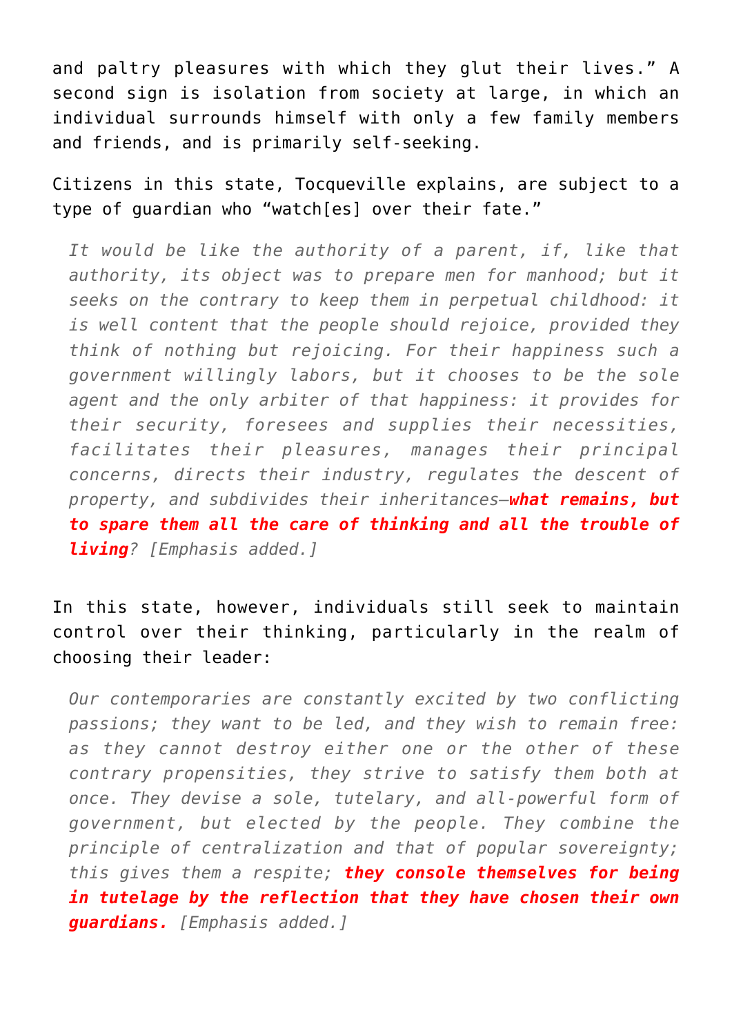and paltry pleasures with which they glut their lives." A second sign is isolation from society at large, in which an individual surrounds himself with only a few family members and friends, and is primarily self-seeking.

Citizens in this state, Tocqueville explains, are subject to a type of guardian who "watch[es] over their fate."

> *It would be like the authority of a parent, if, like that authority, its object was to prepare men for manhood; but it seeks on the contrary to keep them in perpetual childhood: it is well content that the people should rejoice, provided they think of nothing but rejoicing. For their happiness such a government willingly labors, but it chooses to be the sole agent and the only arbiter of that happiness: it provides for their security, foresees and supplies their necessities, facilitates their pleasures, manages their principal concerns, directs their industry, regulates the descent of property, and subdivides their inheritances—**what remains, but to spare them all the care of thinking and all the trouble of living**? [Emphasis added.]*

In this state, however, individuals still seek to maintain control over their thinking, particularly in the realm of choosing their leader:

> *Our contemporaries are constantly excited by two conflicting passions; they want to be led, and they wish to remain free: as they cannot destroy either one or the other of these contrary propensities, they strive to satisfy them both at once. They devise a sole, tutelary, and all-powerful form of government, but elected by the people. They combine the principle of centralization and that of popular sovereignty; this gives them a respite; **they console themselves for being in tutelage by the reflection that they have chosen their own guardians.** [Emphasis added.]*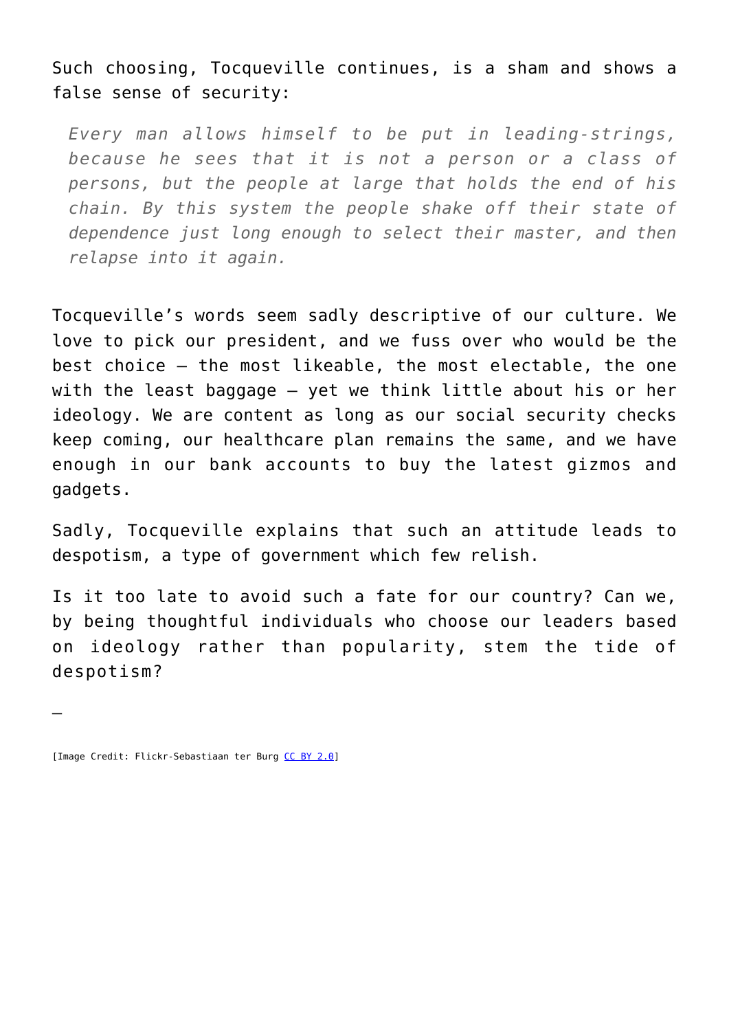Such choosing, Tocqueville continues, is a sham and shows a false sense of security:

> *Every man allows himself to be put in leading-strings, because he sees that it is not a person or a class of persons, but the people at large that holds the end of his chain. By this system the people shake off their state of dependence just long enough to select their master, and then relapse into it again.*

Tocqueville's words seem sadly descriptive of our culture. We love to pick our president, and we fuss over who would be the best choice – the most likeable, the most electable, the one with the least baggage – yet we think little about his or her ideology. We are content as long as our social security checks keep coming, our healthcare plan remains the same, and we have enough in our bank accounts to buy the latest gizmos and gadgets.

Sadly, Tocqueville explains that such an attitude leads to despotism, a type of government which few relish.

Is it too late to avoid such a fate for our country? Can we, by being thoughtful individuals who choose our leaders based on ideology rather than popularity, stem the tide of despotism?

—

[Image Credit: Flickr-Sebastiaan ter Burg CC BY 2.0]